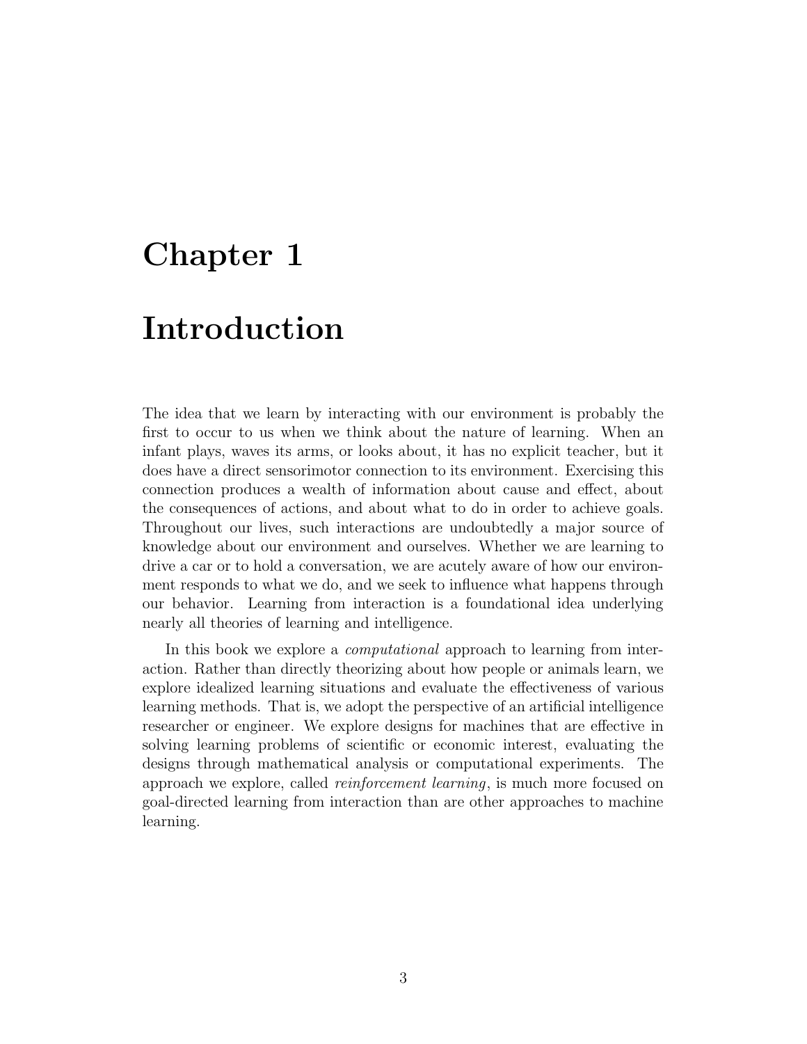# Chapter 1

# Introduction

The idea that we learn by interacting with our environment is probably the first to occur to us when we think about the nature of learning. When an infant plays, waves its arms, or looks about, it has no explicit teacher, but it does have a direct sensorimotor connection to its environment. Exercising this connection produces a wealth of information about cause and effect, about the consequences of actions, and about what to do in order to achieve goals. Throughout our lives, such interactions are undoubtedly a major source of knowledge about our environment and ourselves. Whether we are learning to drive a car or to hold a conversation, we are acutely aware of how our environment responds to what we do, and we seek to influence what happens through our behavior. Learning from interaction is a foundational idea underlying nearly all theories of learning and intelligence.

In this book we explore a *computational* approach to learning from interaction. Rather than directly theorizing about how people or animals learn, we explore idealized learning situations and evaluate the effectiveness of various learning methods. That is, we adopt the perspective of an artificial intelligence researcher or engineer. We explore designs for machines that are effective in solving learning problems of scientific or economic interest, evaluating the designs through mathematical analysis or computational experiments. The approach we explore, called *reinforcement learning*, is much more focused on goal-directed learning from interaction than are other approaches to machine learning.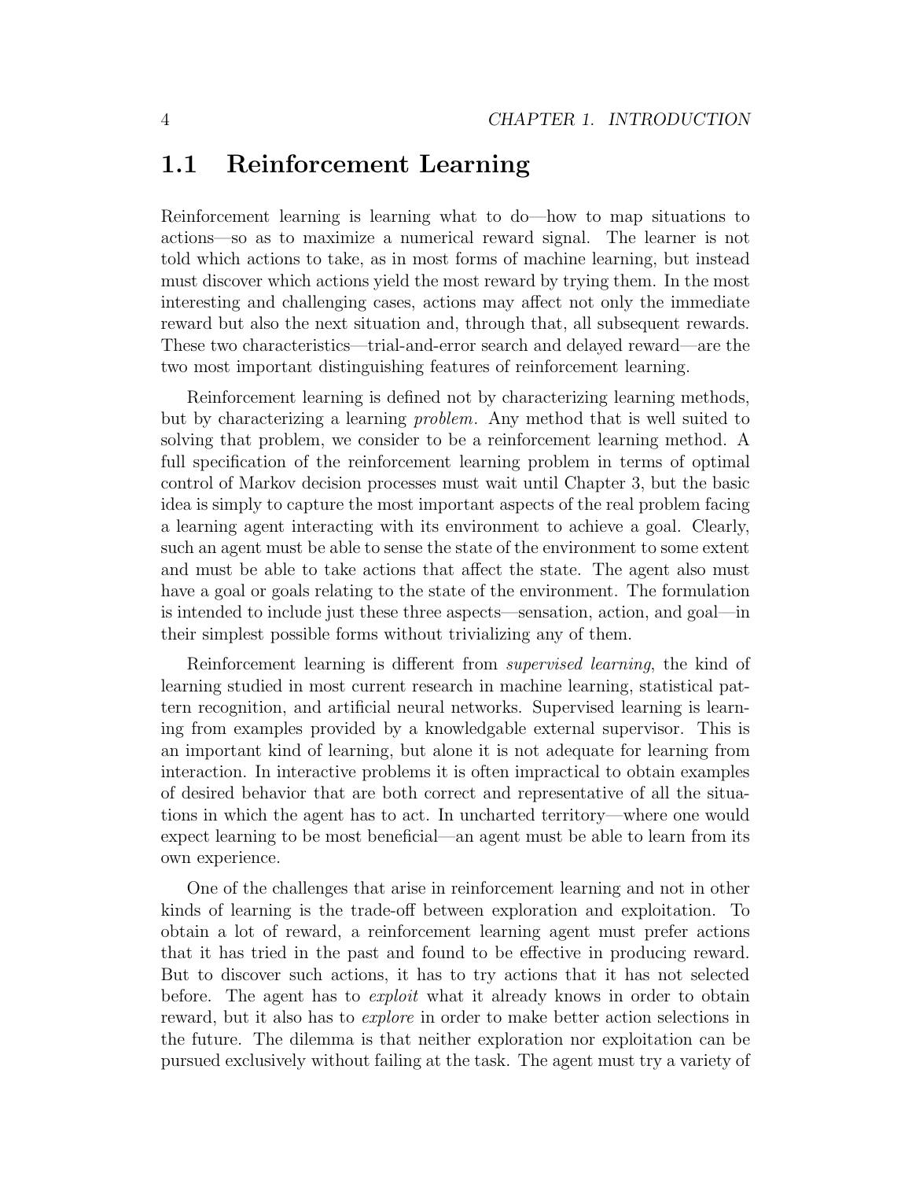## 1.1 Reinforcement Learning

Reinforcement learning is learning what to do—how to map situations to actions—so as to maximize a numerical reward signal. The learner is not told which actions to take, as in most forms of machine learning, but instead must discover which actions yield the most reward by trying them. In the most interesting and challenging cases, actions may affect not only the immediate reward but also the next situation and, through that, all subsequent rewards. These two characteristics—trial-and-error search and delayed reward—are the two most important distinguishing features of reinforcement learning.

Reinforcement learning is defined not by characterizing learning methods, but by characterizing a learning *problem*. Any method that is well suited to solving that problem, we consider to be a reinforcement learning method. A full specification of the reinforcement learning problem in terms of optimal control of Markov decision processes must wait until Chapter 3, but the basic idea is simply to capture the most important aspects of the real problem facing a learning agent interacting with its environment to achieve a goal. Clearly, such an agent must be able to sense the state of the environment to some extent and must be able to take actions that affect the state. The agent also must have a goal or goals relating to the state of the environment. The formulation is intended to include just these three aspects—sensation, action, and goal—in their simplest possible forms without trivializing any of them.

Reinforcement learning is different from *supervised learning*, the kind of learning studied in most current research in machine learning, statistical pattern recognition, and artificial neural networks. Supervised learning is learning from examples provided by a knowledgable external supervisor. This is an important kind of learning, but alone it is not adequate for learning from interaction. In interactive problems it is often impractical to obtain examples of desired behavior that are both correct and representative of all the situations in which the agent has to act. In uncharted territory—where one would expect learning to be most beneficial—an agent must be able to learn from its own experience.

One of the challenges that arise in reinforcement learning and not in other kinds of learning is the trade-off between exploration and exploitation. To obtain a lot of reward, a reinforcement learning agent must prefer actions that it has tried in the past and found to be effective in producing reward. But to discover such actions, it has to try actions that it has not selected before. The agent has to *exploit* what it already knows in order to obtain reward, but it also has to *explore* in order to make better action selections in the future. The dilemma is that neither exploration nor exploitation can be pursued exclusively without failing at the task. The agent must try a variety of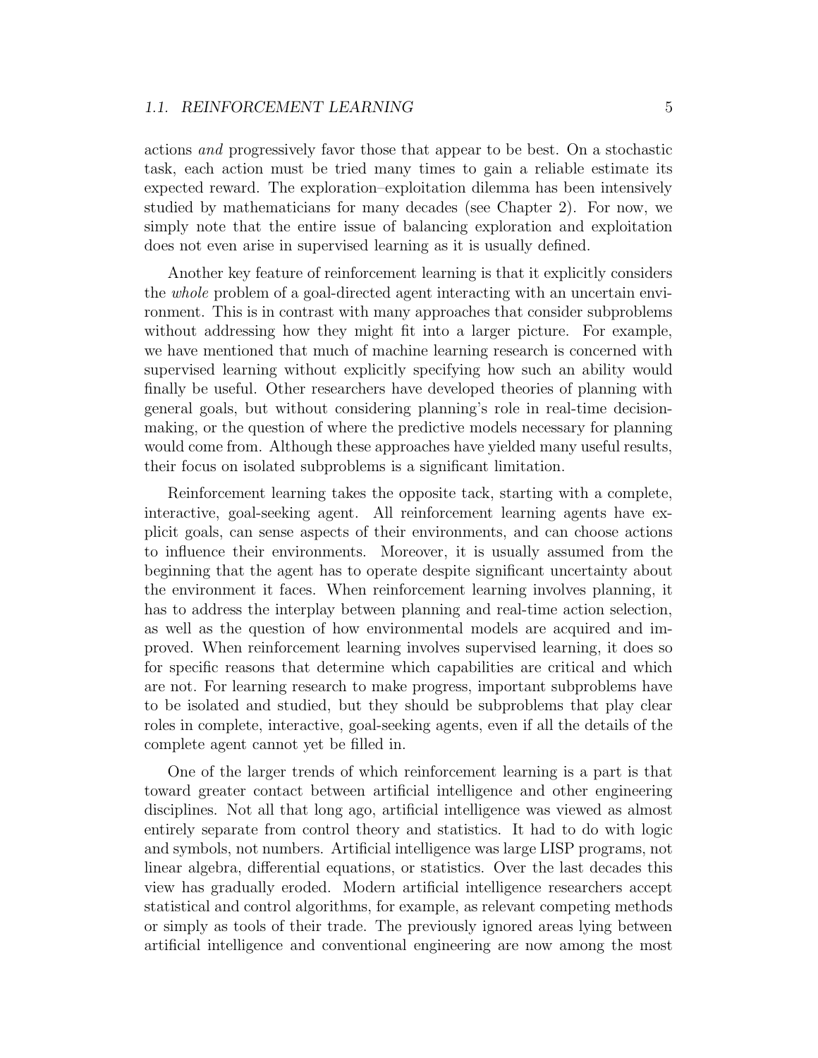actions *and* progressively favor those that appear to be best. On a stochastic task, each action must be tried many times to gain a reliable estimate its expected reward. The exploration–exploitation dilemma has been intensively studied by mathematicians for many decades (see Chapter 2). For now, we simply note that the entire issue of balancing exploration and exploitation does not even arise in supervised learning as it is usually defined.

Another key feature of reinforcement learning is that it explicitly considers the *whole* problem of a goal-directed agent interacting with an uncertain environment. This is in contrast with many approaches that consider subproblems without addressing how they might fit into a larger picture. For example, we have mentioned that much of machine learning research is concerned with supervised learning without explicitly specifying how such an ability would finally be useful. Other researchers have developed theories of planning with general goals, but without considering planning's role in real-time decision-making, or the question of where the predictive models necessary for planning would come from. Although these approaches have yielded many useful results, their focus on isolated subproblems is a significant limitation.

Reinforcement learning takes the opposite tack, starting with a complete, interactive, goal-seeking agent. All reinforcement learning agents have explicit goals, can sense aspects of their environments, and can choose actions to influence their environments. Moreover, it is usually assumed from the beginning that the agent has to operate despite significant uncertainty about the environment it faces. When reinforcement learning involves planning, it has to address the interplay between planning and real-time action selection, as well as the question of how environmental models are acquired and improved. When reinforcement learning involves supervised learning, it does so for specific reasons that determine which capabilities are critical and which are not. For learning research to make progress, important subproblems have to be isolated and studied, but they should be subproblems that play clear roles in complete, interactive, goal-seeking agents, even if all the details of the complete agent cannot yet be filled in.

One of the larger trends of which reinforcement learning is a part is that toward greater contact between artificial intelligence and other engineering disciplines. Not all that long ago, artificial intelligence was viewed as almost entirely separate from control theory and statistics. It had to do with logic and symbols, not numbers. Artificial intelligence was large LISP programs, not linear algebra, differential equations, or statistics. Over the last decades this view has gradually eroded. Modern artificial intelligence researchers accept statistical and control algorithms, for example, as relevant competing methods or simply as tools of their trade. The previously ignored areas lying between artificial intelligence and conventional engineering are now among the most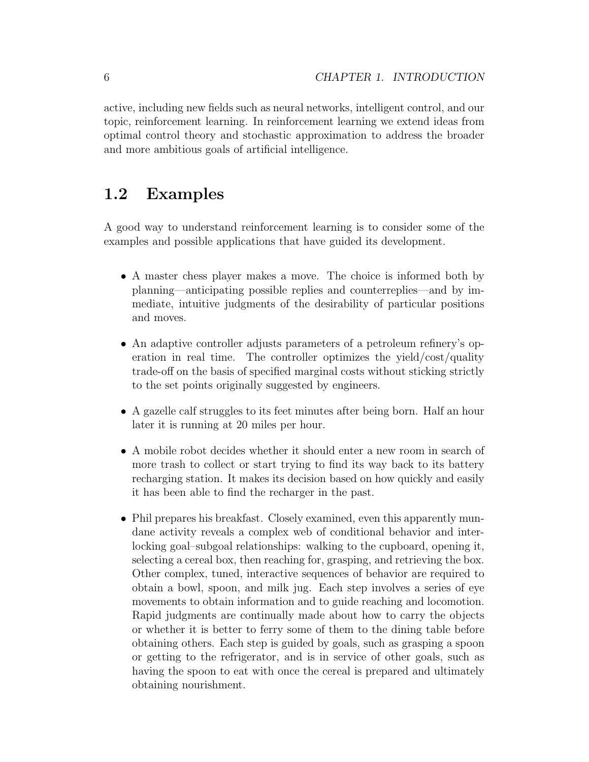active, including new fields such as neural networks, intelligent control, and our topic, reinforcement learning. In reinforcement learning we extend ideas from optimal control theory and stochastic approximation to address the broader and more ambitious goals of artificial intelligence.

## 1.2 Examples

A good way to understand reinforcement learning is to consider some of the examples and possible applications that have guided its development.

- A master chess player makes a move. The choice is informed both by planning—anticipating possible replies and counterreplies—and by immediate, intuitive judgments of the desirability of particular positions and moves.

- An adaptive controller adjusts parameters of a petroleum refinery's operation in real time. The controller optimizes the yield/cost/quality trade-off on the basis of specified marginal costs without sticking strictly to the set points originally suggested by engineers.

- A gazelle calf struggles to its feet minutes after being born. Half an hour later it is running at 20 miles per hour.

- A mobile robot decides whether it should enter a new room in search of more trash to collect or start trying to find its way back to its battery recharging station. It makes its decision based on how quickly and easily it has been able to find the recharger in the past.

- Phil prepares his breakfast. Closely examined, even this apparently mundane activity reveals a complex web of conditional behavior and interlocking goal–subgoal relationships: walking to the cupboard, opening it, selecting a cereal box, then reaching for, grasping, and retrieving the box. Other complex, tuned, interactive sequences of behavior are required to obtain a bowl, spoon, and milk jug. Each step involves a series of eye movements to obtain information and to guide reaching and locomotion. Rapid judgments are continually made about how to carry the objects or whether it is better to ferry some of them to the dining table before obtaining others. Each step is guided by goals, such as grasping a spoon or getting to the refrigerator, and is in service of other goals, such as having the spoon to eat with once the cereal is prepared and ultimately obtaining nourishment.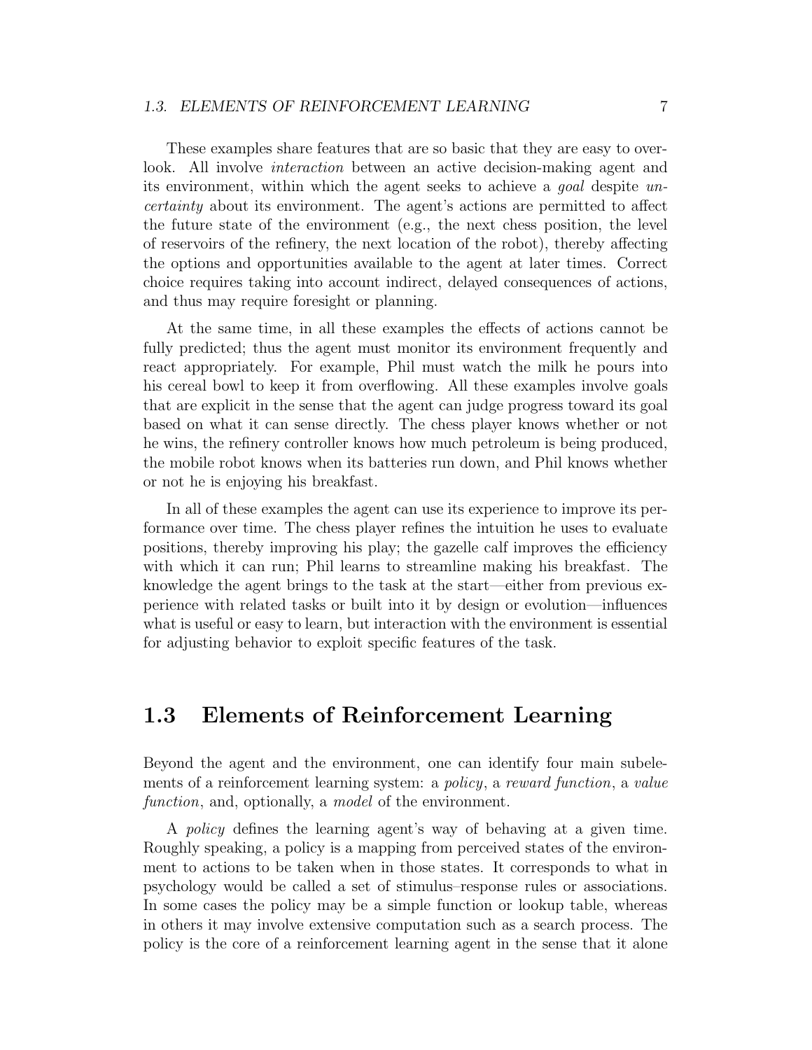These examples share features that are so basic that they are easy to overlook. All involve *interaction* between an active decision-making agent and its environment, within which the agent seeks to achieve a *goal* despite *uncertainty* about its environment. The agent's actions are permitted to affect the future state of the environment (e.g., the next chess position, the level of reservoirs of the refinery, the next location of the robot), thereby affecting the options and opportunities available to the agent at later times. Correct choice requires taking into account indirect, delayed consequences of actions, and thus may require foresight or planning.

At the same time, in all these examples the effects of actions cannot be fully predicted; thus the agent must monitor its environment frequently and react appropriately. For example, Phil must watch the milk he pours into his cereal bowl to keep it from overflowing. All these examples involve goals that are explicit in the sense that the agent can judge progress toward its goal based on what it can sense directly. The chess player knows whether or not he wins, the refinery controller knows how much petroleum is being produced, the mobile robot knows when its batteries run down, and Phil knows whether or not he is enjoying his breakfast.

In all of these examples the agent can use its experience to improve its performance over time. The chess player refines the intuition he uses to evaluate positions, thereby improving his play; the gazelle calf improves the efficiency with which it can run; Phil learns to streamline making his breakfast. The knowledge the agent brings to the task at the start—either from previous experience with related tasks or built into it by design or evolution—influences what is useful or easy to learn, but interaction with the environment is essential for adjusting behavior to exploit specific features of the task.

## 1.3 Elements of Reinforcement Learning

Beyond the agent and the environment, one can identify four main subelements of a reinforcement learning system: a *policy*, a *reward function*, a *value function*, and, optionally, a *model* of the environment.

A *policy* defines the learning agent's way of behaving at a given time. Roughly speaking, a policy is a mapping from perceived states of the environment to actions to be taken when in those states. It corresponds to what in psychology would be called a set of stimulus–response rules or associations. In some cases the policy may be a simple function or lookup table, whereas in others it may involve extensive computation such as a search process. The policy is the core of a reinforcement learning agent in the sense that it alone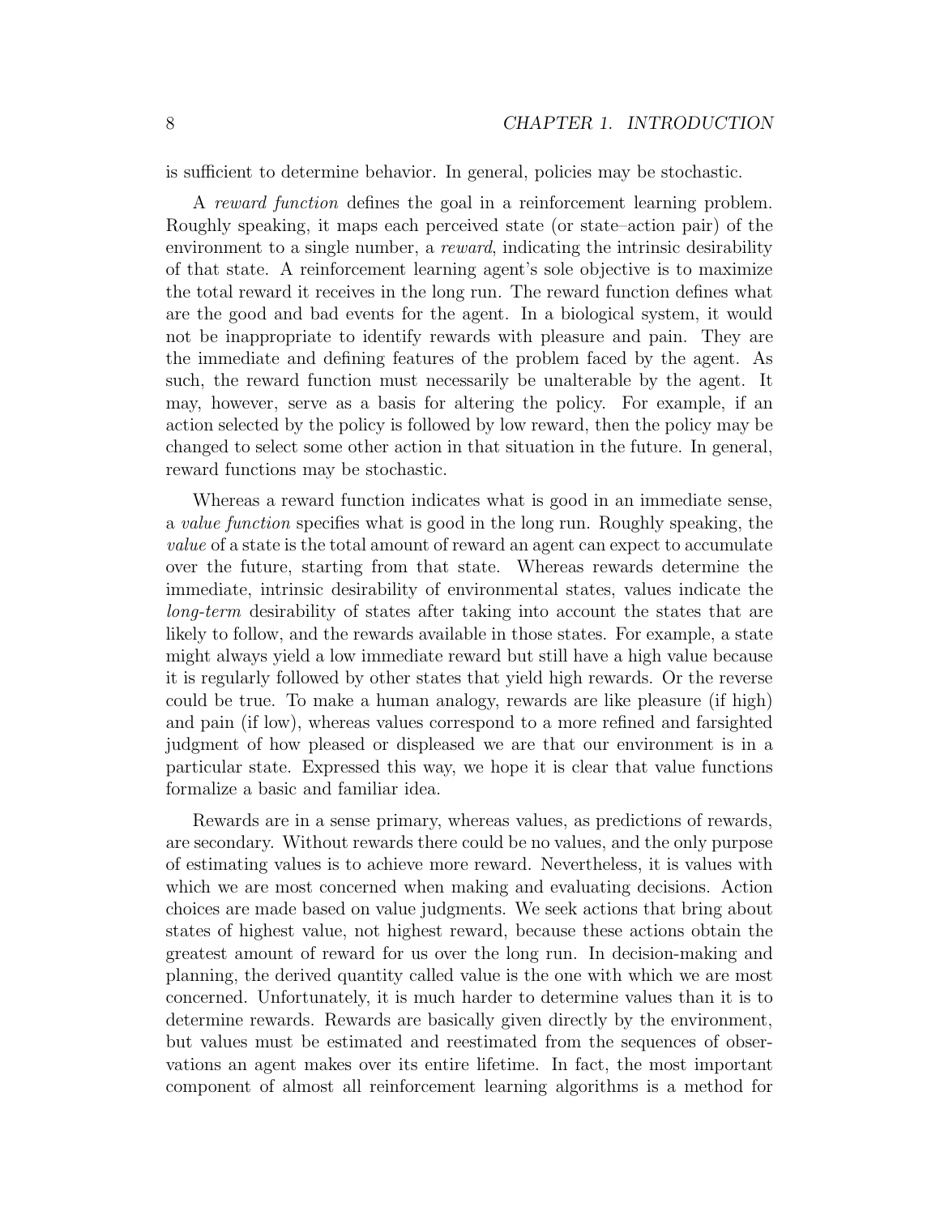is sufficient to determine behavior. In general, policies may be stochastic.

A *reward function* defines the goal in a reinforcement learning problem. Roughly speaking, it maps each perceived state (or state–action pair) of the environment to a single number, a *reward*, indicating the intrinsic desirability of that state. A reinforcement learning agent's sole objective is to maximize the total reward it receives in the long run. The reward function defines what are the good and bad events for the agent. In a biological system, it would not be inappropriate to identify rewards with pleasure and pain. They are the immediate and defining features of the problem faced by the agent. As such, the reward function must necessarily be unalterable by the agent. It may, however, serve as a basis for altering the policy. For example, if an action selected by the policy is followed by low reward, then the policy may be changed to select some other action in that situation in the future. In general, reward functions may be stochastic.

Whereas a reward function indicates what is good in an immediate sense, a *value function* specifies what is good in the long run. Roughly speaking, the *value* of a state is the total amount of reward an agent can expect to accumulate over the future, starting from that state. Whereas rewards determine the immediate, intrinsic desirability of environmental states, values indicate the *long-term* desirability of states after taking into account the states that are likely to follow, and the rewards available in those states. For example, a state might always yield a low immediate reward but still have a high value because it is regularly followed by other states that yield high rewards. Or the reverse could be true. To make a human analogy, rewards are like pleasure (if high) and pain (if low), whereas values correspond to a more refined and farsighted judgment of how pleased or displeased we are that our environment is in a particular state. Expressed this way, we hope it is clear that value functions formalize a basic and familiar idea.

Rewards are in a sense primary, whereas values, as predictions of rewards, are secondary. Without rewards there could be no values, and the only purpose of estimating values is to achieve more reward. Nevertheless, it is values with which we are most concerned when making and evaluating decisions. Action choices are made based on value judgments. We seek actions that bring about states of highest value, not highest reward, because these actions obtain the greatest amount of reward for us over the long run. In decision-making and planning, the derived quantity called value is the one with which we are most concerned. Unfortunately, it is much harder to determine values than it is to determine rewards. Rewards are basically given directly by the environment, but values must be estimated and reestimated from the sequences of observations an agent makes over its entire lifetime. In fact, the most important component of almost all reinforcement learning algorithms is a method for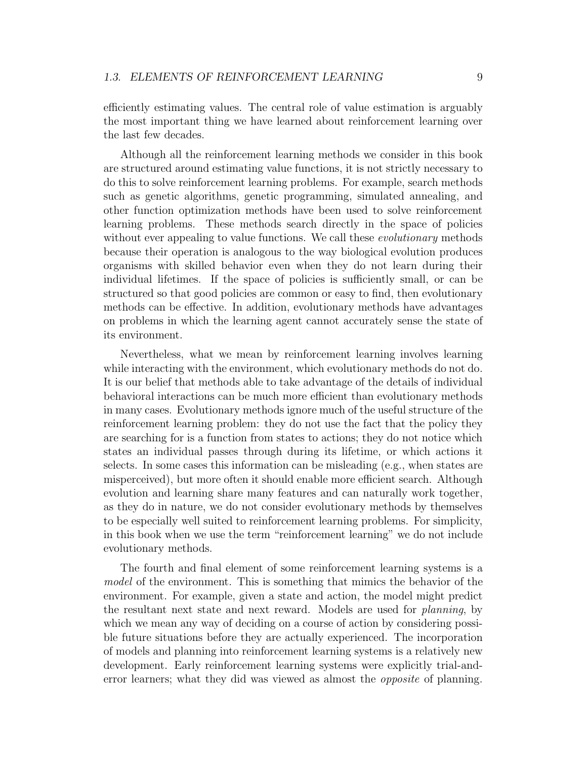efficiently estimating values. The central role of value estimation is arguably the most important thing we have learned about reinforcement learning over the last few decades.

Although all the reinforcement learning methods we consider in this book are structured around estimating value functions, it is not strictly necessary to do this to solve reinforcement learning problems. For example, search methods such as genetic algorithms, genetic programming, simulated annealing, and other function optimization methods have been used to solve reinforcement learning problems. These methods search directly in the space of policies without ever appealing to value functions. We call these *evolutionary* methods because their operation is analogous to the way biological evolution produces organisms with skilled behavior even when they do not learn during their individual lifetimes. If the space of policies is sufficiently small, or can be structured so that good policies are common or easy to find, then evolutionary methods can be effective. In addition, evolutionary methods have advantages on problems in which the learning agent cannot accurately sense the state of its environment.

Nevertheless, what we mean by reinforcement learning involves learning while interacting with the environment, which evolutionary methods do not do. It is our belief that methods able to take advantage of the details of individual behavioral interactions can be much more efficient than evolutionary methods in many cases. Evolutionary methods ignore much of the useful structure of the reinforcement learning problem: they do not use the fact that the policy they are searching for is a function from states to actions; they do not notice which states an individual passes through during its lifetime, or which actions it selects. In some cases this information can be misleading (e.g., when states are misperceived), but more often it should enable more efficient search. Although evolution and learning share many features and can naturally work together, as they do in nature, we do not consider evolutionary methods by themselves to be especially well suited to reinforcement learning problems. For simplicity, in this book when we use the term "reinforcement learning" we do not include evolutionary methods.

The fourth and final element of some reinforcement learning systems is a *model* of the environment. This is something that mimics the behavior of the environment. For example, given a state and action, the model might predict the resultant next state and next reward. Models are used for *planning*, by which we mean any way of deciding on a course of action by considering possible future situations before they are actually experienced. The incorporation of models and planning into reinforcement learning systems is a relatively new development. Early reinforcement learning systems were explicitly trial-and-error learners; what they did was viewed as almost the *opposite* of planning.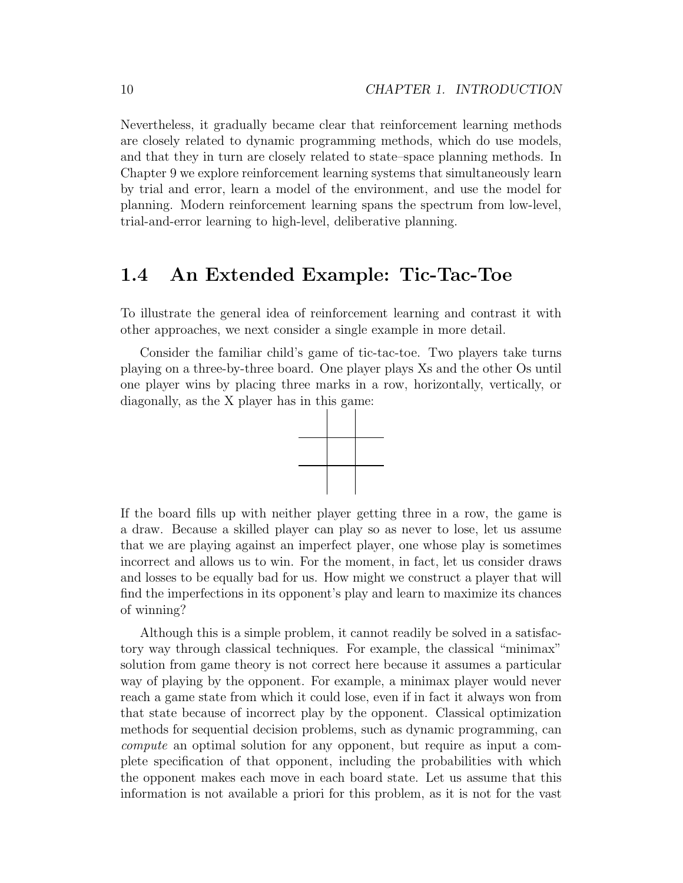Nevertheless, it gradually became clear that reinforcement learning methods are closely related to dynamic programming methods, which do use models, and that they in turn are closely related to state–space planning methods. In Chapter 9 we explore reinforcement learning systems that simultaneously learn by trial and error, learn a model of the environment, and use the model for planning. Modern reinforcement learning spans the spectrum from low-level, trial-and-error learning to high-level, deliberative planning.

## 1.4 An Extended Example: Tic-Tac-Toe

To illustrate the general idea of reinforcement learning and contrast it with other approaches, we next consider a single example in more detail.

Consider the familiar child's game of tic-tac-toe. Two players take turns playing on a three-by-three board. One player plays Xs and the other Os until one player wins by placing three marks in a row, horizontally, vertically, or diagonally, as the X player has in this game:

If the board fills up with neither player getting three in a row, the game is a draw. Because a skilled player can play so as never to lose, let us assume that we are playing against an imperfect player, one whose play is sometimes incorrect and allows us to win. For the moment, in fact, let us consider draws and losses to be equally bad for us. How might we construct a player that will find the imperfections in its opponent's play and learn to maximize its chances of winning?

Although this is a simple problem, it cannot readily be solved in a satisfactory way through classical techniques. For example, the classical "minimax" solution from game theory is not correct here because it assumes a particular way of playing by the opponent. For example, a minimax player would never reach a game state from which it could lose, even if in fact it always won from that state because of incorrect play by the opponent. Classical optimization methods for sequential decision problems, such as dynamic programming, can *compute* an optimal solution for any opponent, but require as input a complete specification of that opponent, including the probabilities with which the opponent makes each move in each board state. Let us assume that this information is not available a priori for this problem, as it is not for the vast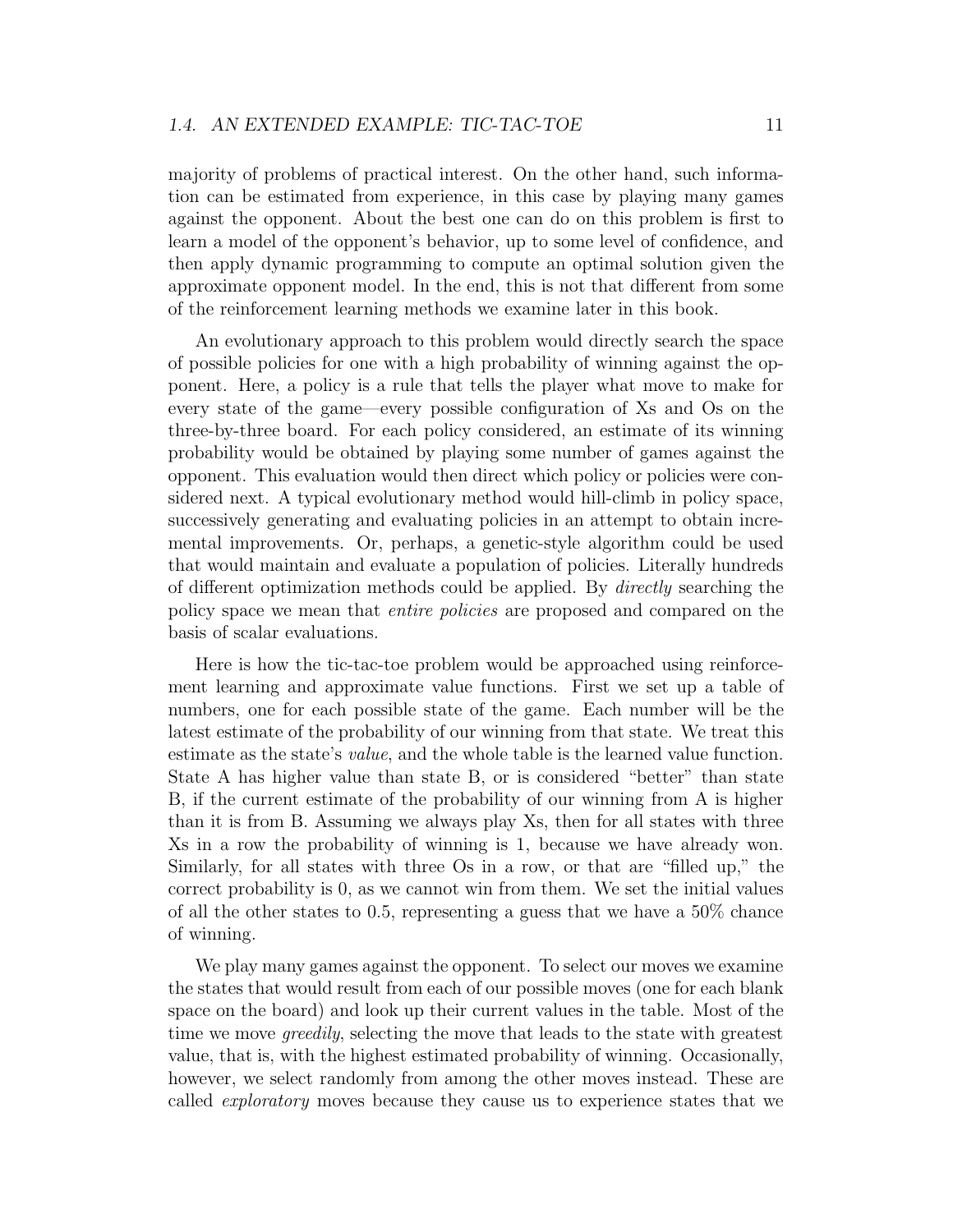majority of problems of practical interest. On the other hand, such information can be estimated from experience, in this case by playing many games against the opponent. About the best one can do on this problem is first to learn a model of the opponent's behavior, up to some level of confidence, and then apply dynamic programming to compute an optimal solution given the approximate opponent model. In the end, this is not that different from some of the reinforcement learning methods we examine later in this book.

An evolutionary approach to this problem would directly search the space of possible policies for one with a high probability of winning against the opponent. Here, a policy is a rule that tells the player what move to make for every state of the game—every possible configuration of Xs and Os on the three-by-three board. For each policy considered, an estimate of its winning probability would be obtained by playing some number of games against the opponent. This evaluation would then direct which policy or policies were considered next. A typical evolutionary method would hill-climb in policy space, successively generating and evaluating policies in an attempt to obtain incremental improvements. Or, perhaps, a genetic-style algorithm could be used that would maintain and evaluate a population of policies. Literally hundreds of different optimization methods could be applied. By *directly* searching the policy space we mean that *entire policies* are proposed and compared on the basis of scalar evaluations.

Here is how the tic-tac-toe problem would be approached using reinforcement learning and approximate value functions. First we set up a table of numbers, one for each possible state of the game. Each number will be the latest estimate of the probability of our winning from that state. We treat this estimate as the state's *value*, and the whole table is the learned value function. State A has higher value than state B, or is considered "better" than state B, if the current estimate of the probability of our winning from A is higher than it is from B. Assuming we always play Xs, then for all states with three Xs in a row the probability of winning is 1, because we have already won. Similarly, for all states with three Os in a row, or that are "filled up," the correct probability is 0, as we cannot win from them. We set the initial values of all the other states to 0.5, representing a guess that we have a 50% chance of winning.

We play many games against the opponent. To select our moves we examine the states that would result from each of our possible moves (one for each blank space on the board) and look up their current values in the table. Most of the time we move *greedily*, selecting the move that leads to the state with greatest value, that is, with the highest estimated probability of winning. Occasionally, however, we select randomly from among the other moves instead. These are called *exploratory* moves because they cause us to experience states that we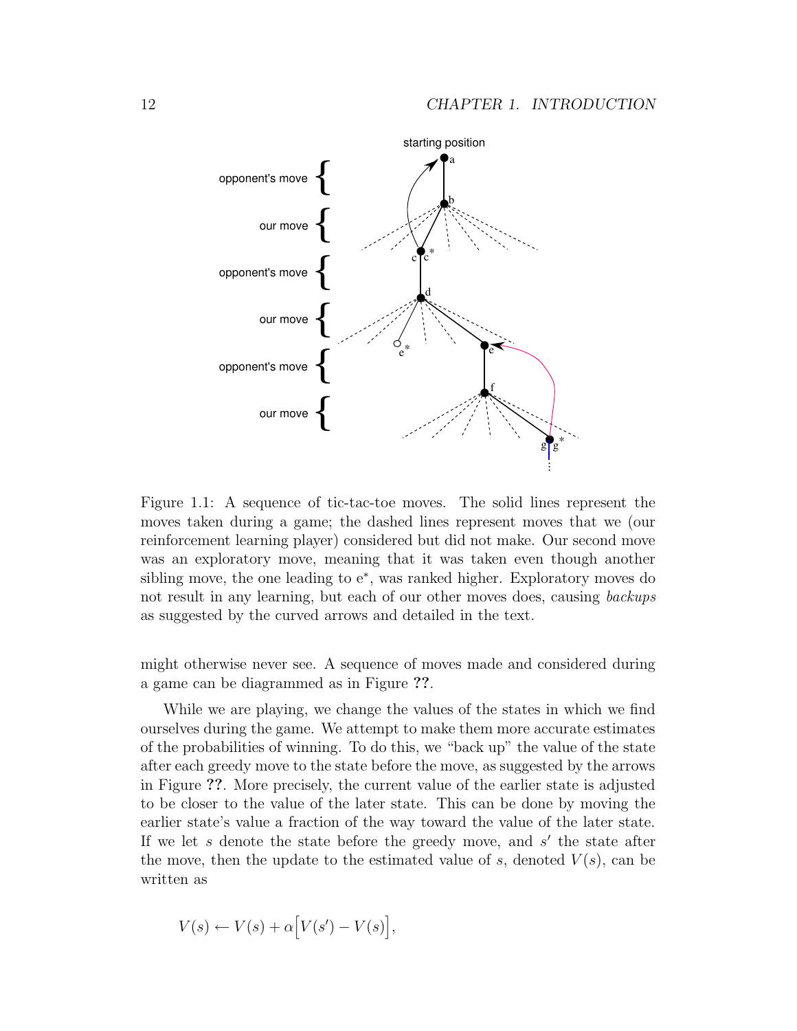Figure 1.1: A sequence of tic-tac-toe moves. The solid lines represent the moves taken during a game; the dashed lines represent moves that we (our reinforcement learning player) considered but did not make. Our second move was an exploratory move, meaning that it was taken even though another sibling move, the one leading to e*, was ranked higher. Exploratory moves do not result in any learning, but each of our other moves does, causing *backups* as suggested by the curved arrows and detailed in the text.

might otherwise never see. A sequence of moves made and considered during a game can be diagrammed as in Figure **??**.

While we are playing, we change the values of the states in which we find ourselves during the game. We attempt to make them more accurate estimates of the probabilities of winning. To do this, we "back up" the value of the state after each greedy move to the state before the move, as suggested by the arrows in Figure **??**. More precisely, the current value of the earlier state is adjusted to be closer to the value of the later state. This can be done by moving the earlier state's value a fraction of the way toward the value of the later state. If we let $s$ denote the state before the greedy move, and $s'$ the state after the move, then the update to the estimated value of $s$, denoted $V(s)$, can be written as

$$V(s) \leftarrow V(s) + \alpha\Big[V(s') - V(s)\Big],$$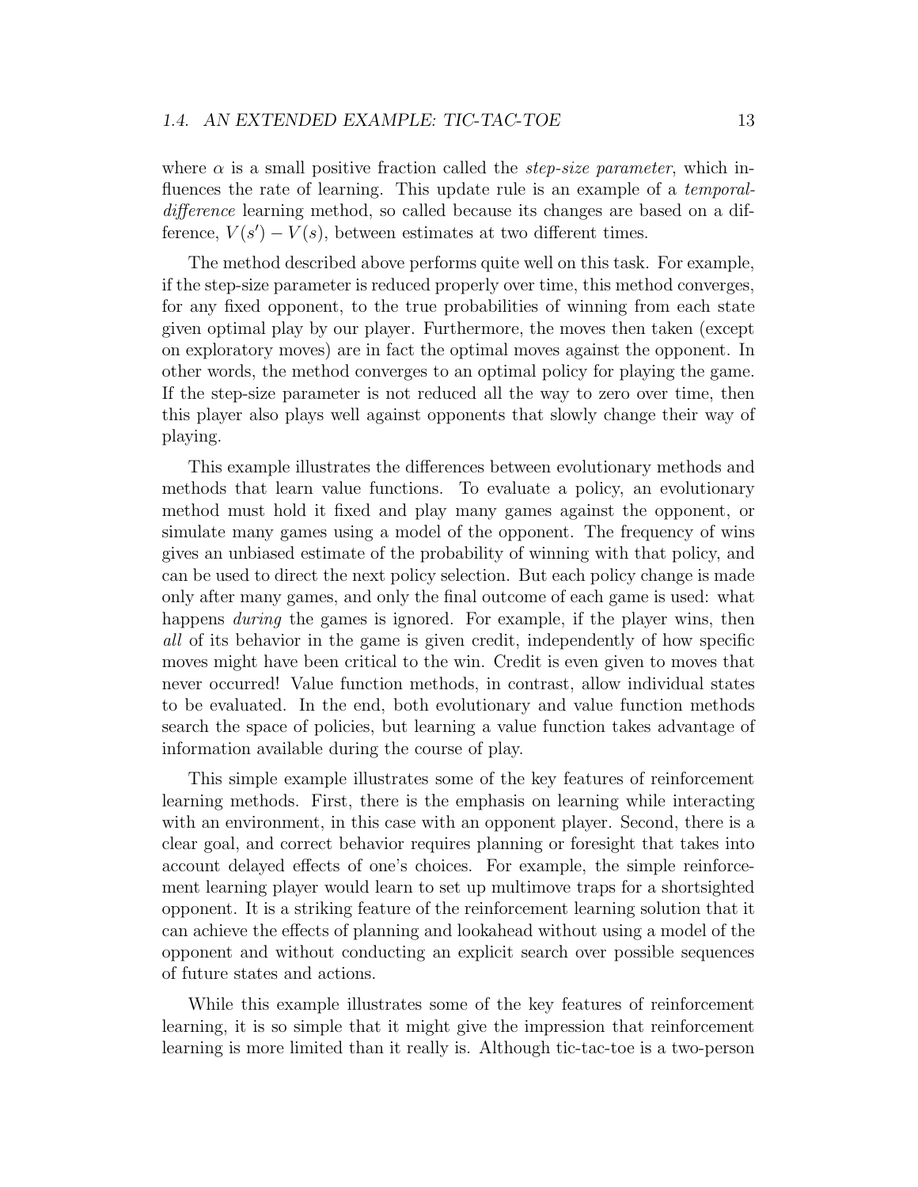where $\alpha$ is a small positive fraction called the *step-size parameter*, which influences the rate of learning. This update rule is an example of a *temporal-difference* learning method, so called because its changes are based on a difference, $V(s') - V(s)$, between estimates at two different times.

The method described above performs quite well on this task. For example, if the step-size parameter is reduced properly over time, this method converges, for any fixed opponent, to the true probabilities of winning from each state given optimal play by our player. Furthermore, the moves then taken (except on exploratory moves) are in fact the optimal moves against the opponent. In other words, the method converges to an optimal policy for playing the game. If the step-size parameter is not reduced all the way to zero over time, then this player also plays well against opponents that slowly change their way of playing.

This example illustrates the differences between evolutionary methods and methods that learn value functions. To evaluate a policy, an evolutionary method must hold it fixed and play many games against the opponent, or simulate many games using a model of the opponent. The frequency of wins gives an unbiased estimate of the probability of winning with that policy, and can be used to direct the next policy selection. But each policy change is made only after many games, and only the final outcome of each game is used: what happens *during* the games is ignored. For example, if the player wins, then *all* of its behavior in the game is given credit, independently of how specific moves might have been critical to the win. Credit is even given to moves that never occurred! Value function methods, in contrast, allow individual states to be evaluated. In the end, both evolutionary and value function methods search the space of policies, but learning a value function takes advantage of information available during the course of play.

This simple example illustrates some of the key features of reinforcement learning methods. First, there is the emphasis on learning while interacting with an environment, in this case with an opponent player. Second, there is a clear goal, and correct behavior requires planning or foresight that takes into account delayed effects of one's choices. For example, the simple reinforcement learning player would learn to set up multimove traps for a shortsighted opponent. It is a striking feature of the reinforcement learning solution that it can achieve the effects of planning and lookahead without using a model of the opponent and without conducting an explicit search over possible sequences of future states and actions.

While this example illustrates some of the key features of reinforcement learning, it is so simple that it might give the impression that reinforcement learning is more limited than it really is. Although tic-tac-toe is a two-person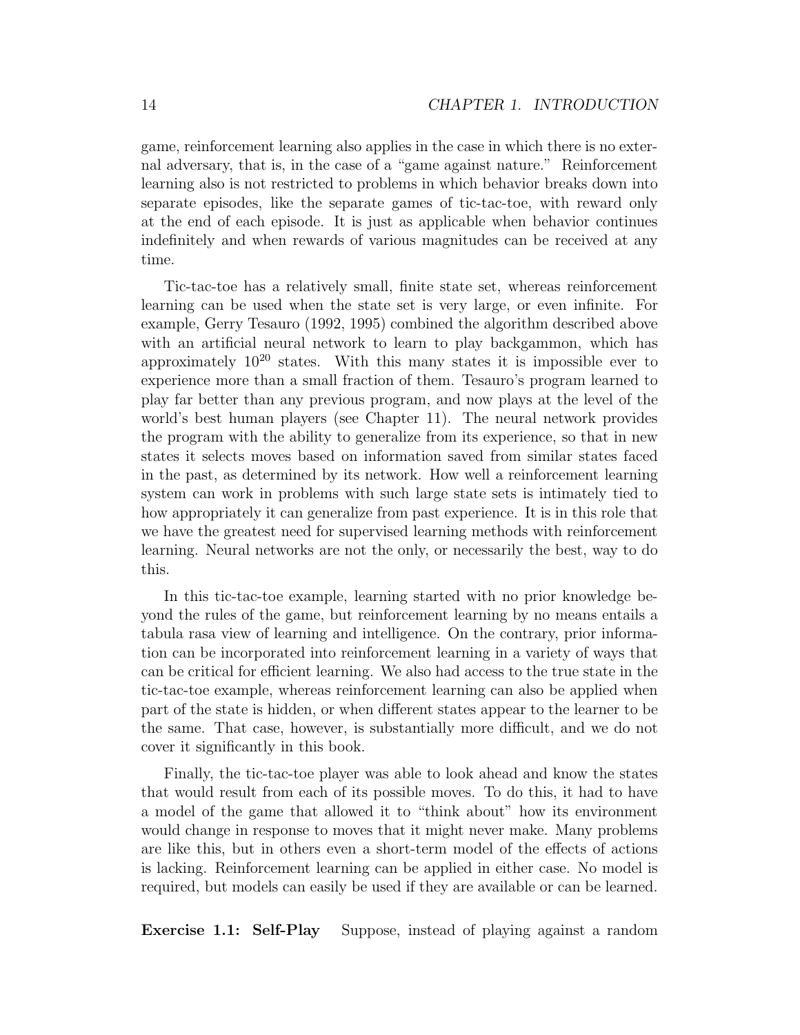game, reinforcement learning also applies in the case in which there is no external adversary, that is, in the case of a "game against nature." Reinforcement learning also is not restricted to problems in which behavior breaks down into separate episodes, like the separate games of tic-tac-toe, with reward only at the end of each episode. It is just as applicable when behavior continues indefinitely and when rewards of various magnitudes can be received at any time.

Tic-tac-toe has a relatively small, finite state set, whereas reinforcement learning can be used when the state set is very large, or even infinite. For example, Gerry Tesauro (1992, 1995) combined the algorithm described above with an artificial neural network to learn to play backgammon, which has approximately $10^{20}$ states. With this many states it is impossible ever to experience more than a small fraction of them. Tesauro's program learned to play far better than any previous program, and now plays at the level of the world's best human players (see Chapter 11). The neural network provides the program with the ability to generalize from its experience, so that in new states it selects moves based on information saved from similar states faced in the past, as determined by its network. How well a reinforcement learning system can work in problems with such large state sets is intimately tied to how appropriately it can generalize from past experience. It is in this role that we have the greatest need for supervised learning methods with reinforcement learning. Neural networks are not the only, or necessarily the best, way to do this.

In this tic-tac-toe example, learning started with no prior knowledge beyond the rules of the game, but reinforcement learning by no means entails a tabula rasa view of learning and intelligence. On the contrary, prior information can be incorporated into reinforcement learning in a variety of ways that can be critical for efficient learning. We also had access to the true state in the tic-tac-toe example, whereas reinforcement learning can also be applied when part of the state is hidden, or when different states appear to the learner to be the same. That case, however, is substantially more difficult, and we do not cover it significantly in this book.

Finally, the tic-tac-toe player was able to look ahead and know the states that would result from each of its possible moves. To do this, it had to have a model of the game that allowed it to "think about" how its environment would change in response to moves that it might never make. Many problems are like this, but in others even a short-term model of the effects of actions is lacking. Reinforcement learning can be applied in either case. No model is required, but models can easily be used if they are available or can be learned.

**Exercise 1.1: Self-Play** Suppose, instead of playing against a random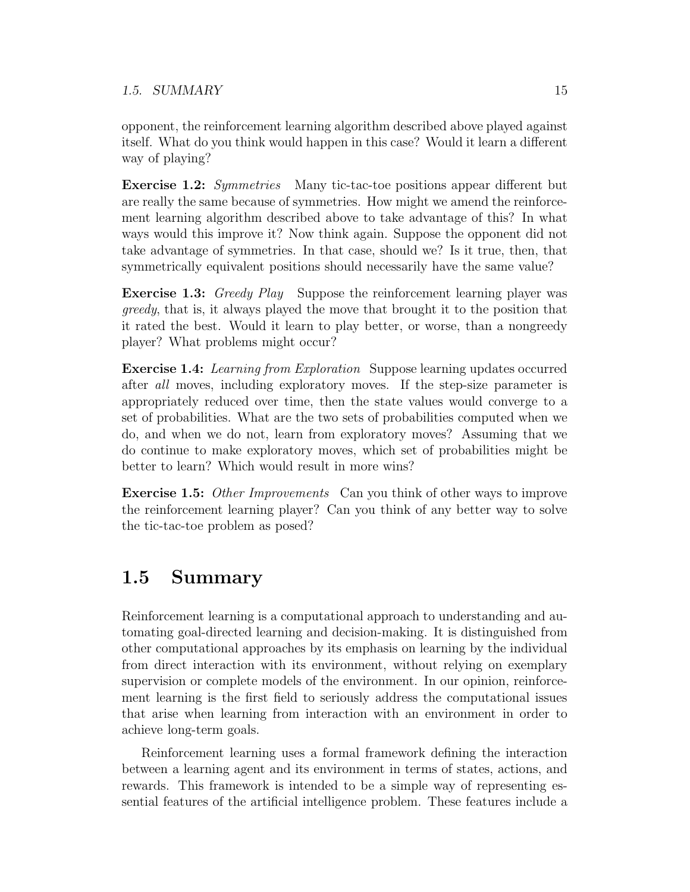opponent, the reinforcement learning algorithm described above played against itself. What do you think would happen in this case? Would it learn a different way of playing?

**Exercise 1.2:** *Symmetries* Many tic-tac-toe positions appear different but are really the same because of symmetries. How might we amend the reinforcement learning algorithm described above to take advantage of this? In what ways would this improve it? Now think again. Suppose the opponent did not take advantage of symmetries. In that case, should we? Is it true, then, that symmetrically equivalent positions should necessarily have the same value?

**Exercise 1.3:** *Greedy Play* Suppose the reinforcement learning player was *greedy*, that is, it always played the move that brought it to the position that it rated the best. Would it learn to play better, or worse, than a nongreedy player? What problems might occur?

**Exercise 1.4:** *Learning from Exploration* Suppose learning updates occurred after *all* moves, including exploratory moves. If the step-size parameter is appropriately reduced over time, then the state values would converge to a set of probabilities. What are the two sets of probabilities computed when we do, and when we do not, learn from exploratory moves? Assuming that we do continue to make exploratory moves, which set of probabilities might be better to learn? Which would result in more wins?

**Exercise 1.5:** *Other Improvements* Can you think of other ways to improve the reinforcement learning player? Can you think of any better way to solve the tic-tac-toe problem as posed?

## 1.5 Summary

Reinforcement learning is a computational approach to understanding and automating goal-directed learning and decision-making. It is distinguished from other computational approaches by its emphasis on learning by the individual from direct interaction with its environment, without relying on exemplary supervision or complete models of the environment. In our opinion, reinforcement learning is the first field to seriously address the computational issues that arise when learning from interaction with an environment in order to achieve long-term goals.

Reinforcement learning uses a formal framework defining the interaction between a learning agent and its environment in terms of states, actions, and rewards. This framework is intended to be a simple way of representing essential features of the artificial intelligence problem. These features include a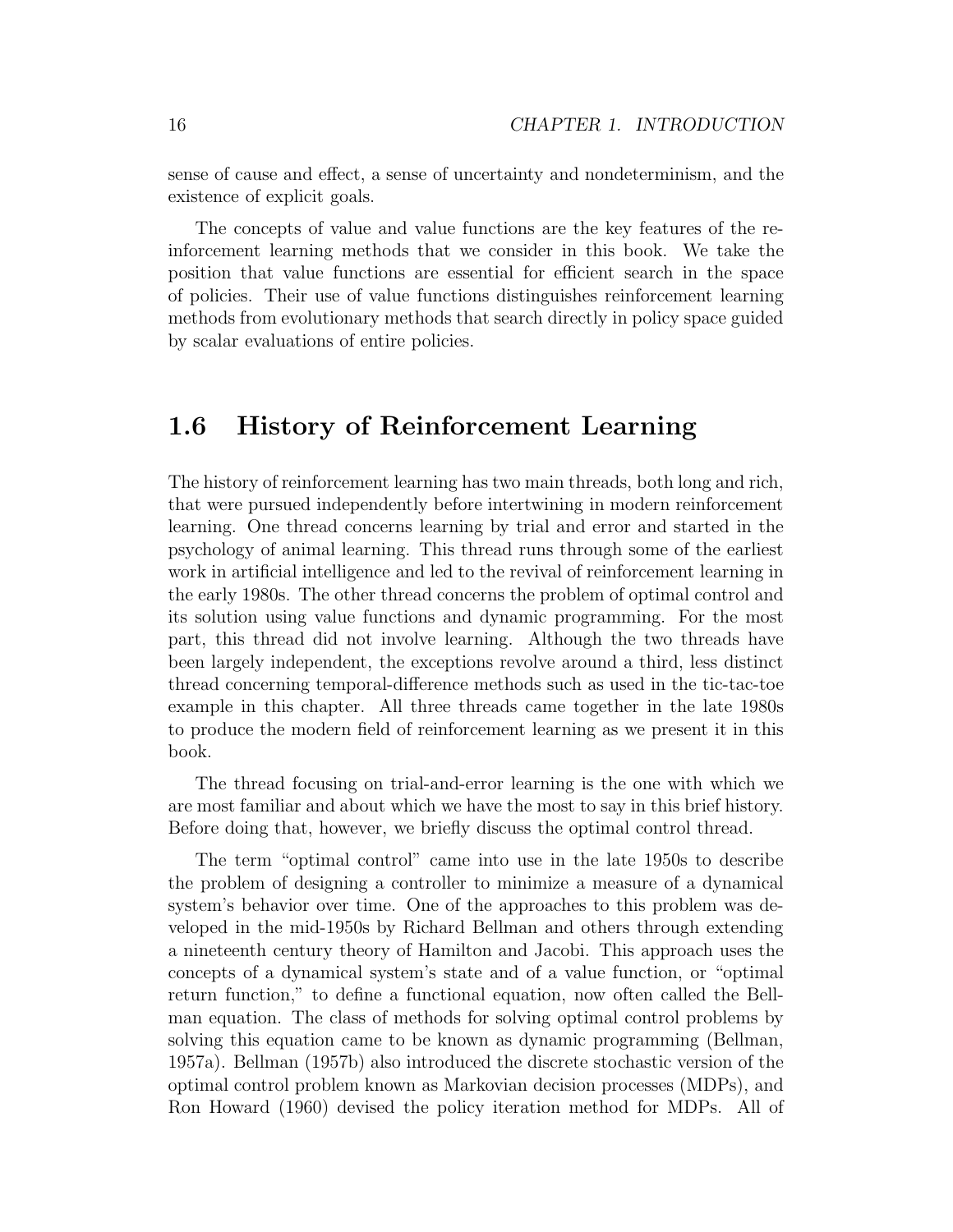sense of cause and effect, a sense of uncertainty and nondeterminism, and the existence of explicit goals.

The concepts of value and value functions are the key features of the reinforcement learning methods that we consider in this book. We take the position that value functions are essential for efficient search in the space of policies. Their use of value functions distinguishes reinforcement learning methods from evolutionary methods that search directly in policy space guided by scalar evaluations of entire policies.

## 1.6 History of Reinforcement Learning

The history of reinforcement learning has two main threads, both long and rich, that were pursued independently before intertwining in modern reinforcement learning. One thread concerns learning by trial and error and started in the psychology of animal learning. This thread runs through some of the earliest work in artificial intelligence and led to the revival of reinforcement learning in the early 1980s. The other thread concerns the problem of optimal control and its solution using value functions and dynamic programming. For the most part, this thread did not involve learning. Although the two threads have been largely independent, the exceptions revolve around a third, less distinct thread concerning temporal-difference methods such as used in the tic-tac-toe example in this chapter. All three threads came together in the late 1980s to produce the modern field of reinforcement learning as we present it in this book.

The thread focusing on trial-and-error learning is the one with which we are most familiar and about which we have the most to say in this brief history. Before doing that, however, we briefly discuss the optimal control thread.

The term "optimal control" came into use in the late 1950s to describe the problem of designing a controller to minimize a measure of a dynamical system's behavior over time. One of the approaches to this problem was developed in the mid-1950s by Richard Bellman and others through extending a nineteenth century theory of Hamilton and Jacobi. This approach uses the concepts of a dynamical system's state and of a value function, or "optimal return function," to define a functional equation, now often called the Bellman equation. The class of methods for solving optimal control problems by solving this equation came to be known as dynamic programming (Bellman, 1957a). Bellman (1957b) also introduced the discrete stochastic version of the optimal control problem known as Markovian decision processes (MDPs), and Ron Howard (1960) devised the policy iteration method for MDPs. All of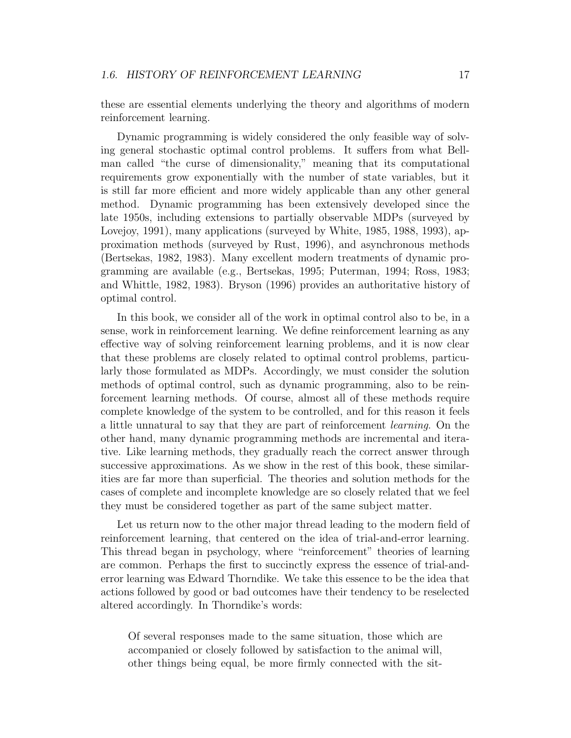these are essential elements underlying the theory and algorithms of modern reinforcement learning.

Dynamic programming is widely considered the only feasible way of solving general stochastic optimal control problems. It suffers from what Bellman called "the curse of dimensionality," meaning that its computational requirements grow exponentially with the number of state variables, but it is still far more efficient and more widely applicable than any other general method. Dynamic programming has been extensively developed since the late 1950s, including extensions to partially observable MDPs (surveyed by Lovejoy, 1991), many applications (surveyed by White, 1985, 1988, 1993), approximation methods (surveyed by Rust, 1996), and asynchronous methods (Bertsekas, 1982, 1983). Many excellent modern treatments of dynamic programming are available (e.g., Bertsekas, 1995; Puterman, 1994; Ross, 1983; and Whittle, 1982, 1983). Bryson (1996) provides an authoritative history of optimal control.

In this book, we consider all of the work in optimal control also to be, in a sense, work in reinforcement learning. We define reinforcement learning as any effective way of solving reinforcement learning problems, and it is now clear that these problems are closely related to optimal control problems, particularly those formulated as MDPs. Accordingly, we must consider the solution methods of optimal control, such as dynamic programming, also to be reinforcement learning methods. Of course, almost all of these methods require complete knowledge of the system to be controlled, and for this reason it feels a little unnatural to say that they are part of reinforcement *learning*. On the other hand, many dynamic programming methods are incremental and iterative. Like learning methods, they gradually reach the correct answer through successive approximations. As we show in the rest of this book, these similarities are far more than superficial. The theories and solution methods for the cases of complete and incomplete knowledge are so closely related that we feel they must be considered together as part of the same subject matter.

Let us return now to the other major thread leading to the modern field of reinforcement learning, that centered on the idea of trial-and-error learning. This thread began in psychology, where "reinforcement" theories of learning are common. Perhaps the first to succinctly express the essence of trial-and-error learning was Edward Thorndike. We take this essence to be the idea that actions followed by good or bad outcomes have their tendency to be reselected altered accordingly. In Thorndike's words:

> Of several responses made to the same situation, those which are accompanied or closely followed by satisfaction to the animal will, other things being equal, be more firmly connected with the sit-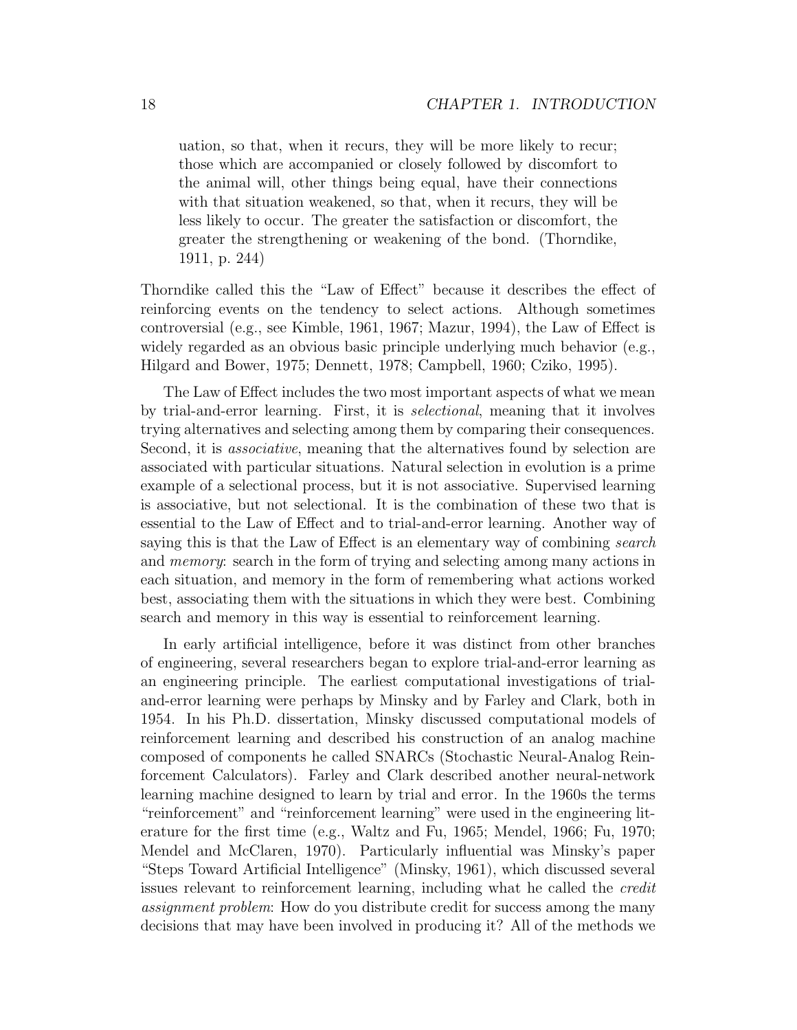uation, so that, when it recurs, they will be more likely to recur; those which are accompanied or closely followed by discomfort to the animal will, other things being equal, have their connections with that situation weakened, so that, when it recurs, they will be less likely to occur. The greater the satisfaction or discomfort, the greater the strengthening or weakening of the bond. (Thorndike, 1911, p. 244)

Thorndike called this the "Law of Effect" because it describes the effect of reinforcing events on the tendency to select actions. Although sometimes controversial (e.g., see Kimble, 1961, 1967; Mazur, 1994), the Law of Effect is widely regarded as an obvious basic principle underlying much behavior (e.g., Hilgard and Bower, 1975; Dennett, 1978; Campbell, 1960; Cziko, 1995).

The Law of Effect includes the two most important aspects of what we mean by trial-and-error learning. First, it is *selectional*, meaning that it involves trying alternatives and selecting among them by comparing their consequences. Second, it is *associative*, meaning that the alternatives found by selection are associated with particular situations. Natural selection in evolution is a prime example of a selectional process, but it is not associative. Supervised learning is associative, but not selectional. It is the combination of these two that is essential to the Law of Effect and to trial-and-error learning. Another way of saying this is that the Law of Effect is an elementary way of combining *search* and *memory*: search in the form of trying and selecting among many actions in each situation, and memory in the form of remembering what actions worked best, associating them with the situations in which they were best. Combining search and memory in this way is essential to reinforcement learning.

In early artificial intelligence, before it was distinct from other branches of engineering, several researchers began to explore trial-and-error learning as an engineering principle. The earliest computational investigations of trial-and-error learning were perhaps by Minsky and by Farley and Clark, both in 1954. In his Ph.D. dissertation, Minsky discussed computational models of reinforcement learning and described his construction of an analog machine composed of components he called SNARCs (Stochastic Neural-Analog Reinforcement Calculators). Farley and Clark described another neural-network learning machine designed to learn by trial and error. In the 1960s the terms "reinforcement" and "reinforcement learning" were used in the engineering literature for the first time (e.g., Waltz and Fu, 1965; Mendel, 1966; Fu, 1970; Mendel and McClaren, 1970). Particularly influential was Minsky's paper "Steps Toward Artificial Intelligence" (Minsky, 1961), which discussed several issues relevant to reinforcement learning, including what he called the *credit assignment problem*: How do you distribute credit for success among the many decisions that may have been involved in producing it? All of the methods we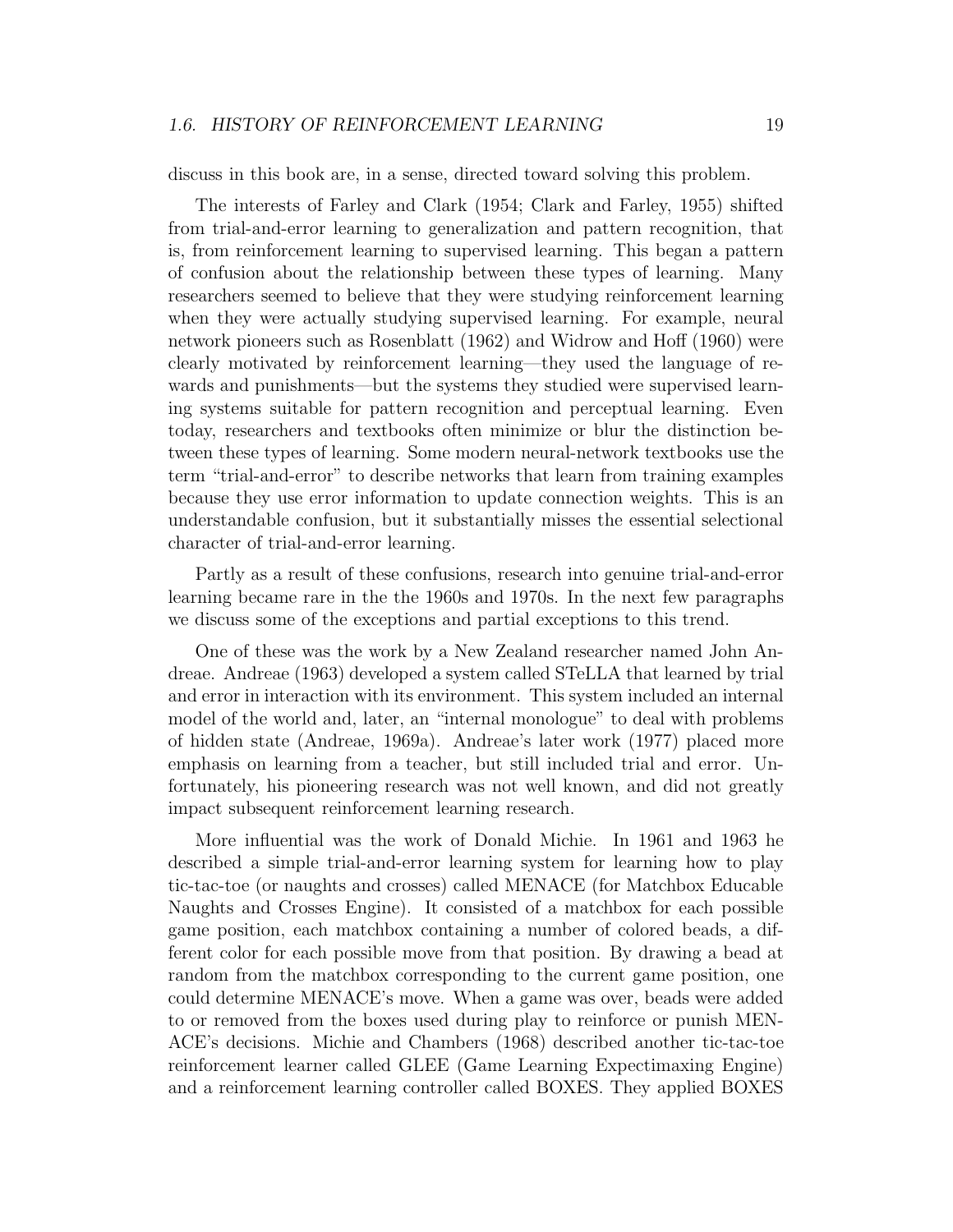discuss in this book are, in a sense, directed toward solving this problem.

The interests of Farley and Clark (1954; Clark and Farley, 1955) shifted from trial-and-error learning to generalization and pattern recognition, that is, from reinforcement learning to supervised learning. This began a pattern of confusion about the relationship between these types of learning. Many researchers seemed to believe that they were studying reinforcement learning when they were actually studying supervised learning. For example, neural network pioneers such as Rosenblatt (1962) and Widrow and Hoff (1960) were clearly motivated by reinforcement learning—they used the language of rewards and punishments—but the systems they studied were supervised learning systems suitable for pattern recognition and perceptual learning. Even today, researchers and textbooks often minimize or blur the distinction between these types of learning. Some modern neural-network textbooks use the term "trial-and-error" to describe networks that learn from training examples because they use error information to update connection weights. This is an understandable confusion, but it substantially misses the essential selectional character of trial-and-error learning.

Partly as a result of these confusions, research into genuine trial-and-error learning became rare in the the 1960s and 1970s. In the next few paragraphs we discuss some of the exceptions and partial exceptions to this trend.

One of these was the work by a New Zealand researcher named John Andreae. Andreae (1963) developed a system called STeLLA that learned by trial and error in interaction with its environment. This system included an internal model of the world and, later, an "internal monologue" to deal with problems of hidden state (Andreae, 1969a). Andreae's later work (1977) placed more emphasis on learning from a teacher, but still included trial and error. Unfortunately, his pioneering research was not well known, and did not greatly impact subsequent reinforcement learning research.

More influential was the work of Donald Michie. In 1961 and 1963 he described a simple trial-and-error learning system for learning how to play tic-tac-toe (or naughts and crosses) called MENACE (for Matchbox Educable Naughts and Crosses Engine). It consisted of a matchbox for each possible game position, each matchbox containing a number of colored beads, a different color for each possible move from that position. By drawing a bead at random from the matchbox corresponding to the current game position, one could determine MENACE's move. When a game was over, beads were added to or removed from the boxes used during play to reinforce or punish MENACE's decisions. Michie and Chambers (1968) described another tic-tac-toe reinforcement learner called GLEE (Game Learning Expectimaxing Engine) and a reinforcement learning controller called BOXES. They applied BOXES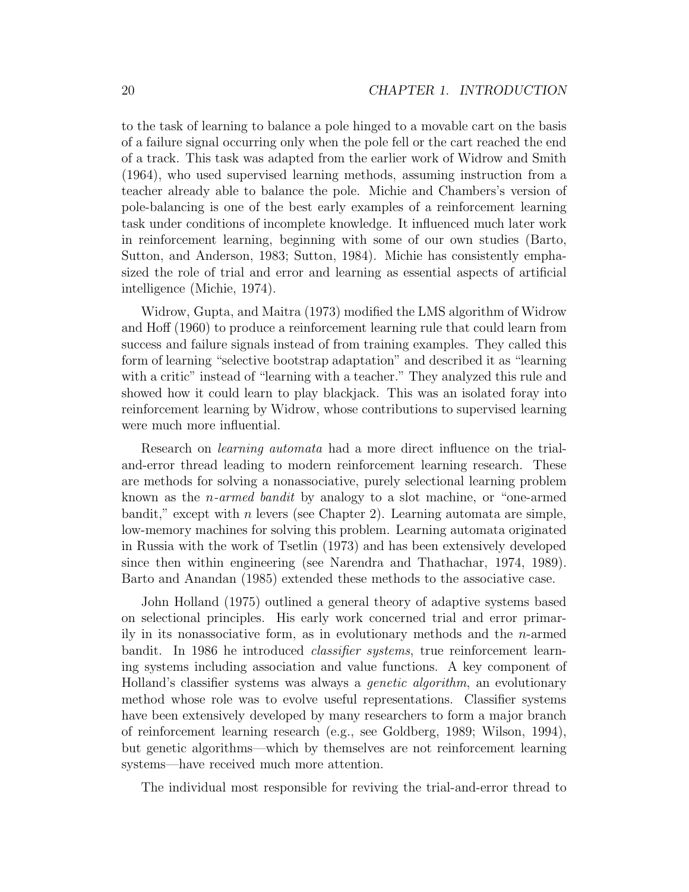to the task of learning to balance a pole hinged to a movable cart on the basis of a failure signal occurring only when the pole fell or the cart reached the end of a track. This task was adapted from the earlier work of Widrow and Smith (1964), who used supervised learning methods, assuming instruction from a teacher already able to balance the pole. Michie and Chambers's version of pole-balancing is one of the best early examples of a reinforcement learning task under conditions of incomplete knowledge. It influenced much later work in reinforcement learning, beginning with some of our own studies (Barto, Sutton, and Anderson, 1983; Sutton, 1984). Michie has consistently emphasized the role of trial and error and learning as essential aspects of artificial intelligence (Michie, 1974).

Widrow, Gupta, and Maitra (1973) modified the LMS algorithm of Widrow and Hoff (1960) to produce a reinforcement learning rule that could learn from success and failure signals instead of from training examples. They called this form of learning "selective bootstrap adaptation" and described it as "learning with a critic" instead of "learning with a teacher." They analyzed this rule and showed how it could learn to play blackjack. This was an isolated foray into reinforcement learning by Widrow, whose contributions to supervised learning were much more influential.

Research on *learning automata* had a more direct influence on the trial-and-error thread leading to modern reinforcement learning research. These are methods for solving a nonassociative, purely selectional learning problem known as the *n-armed bandit* by analogy to a slot machine, or "one-armed bandit," except with $n$ levers (see Chapter 2). Learning automata are simple, low-memory machines for solving this problem. Learning automata originated in Russia with the work of Tsetlin (1973) and has been extensively developed since then within engineering (see Narendra and Thathachar, 1974, 1989). Barto and Anandan (1985) extended these methods to the associative case.

John Holland (1975) outlined a general theory of adaptive systems based on selectional principles. His early work concerned trial and error primarily in its nonassociative form, as in evolutionary methods and the $n$-armed bandit. In 1986 he introduced *classifier systems*, true reinforcement learning systems including association and value functions. A key component of Holland's classifier systems was always a *genetic algorithm*, an evolutionary method whose role was to evolve useful representations. Classifier systems have been extensively developed by many researchers to form a major branch of reinforcement learning research (e.g., see Goldberg, 1989; Wilson, 1994), but genetic algorithms—which by themselves are not reinforcement learning systems—have received much more attention.

The individual most responsible for reviving the trial-and-error thread to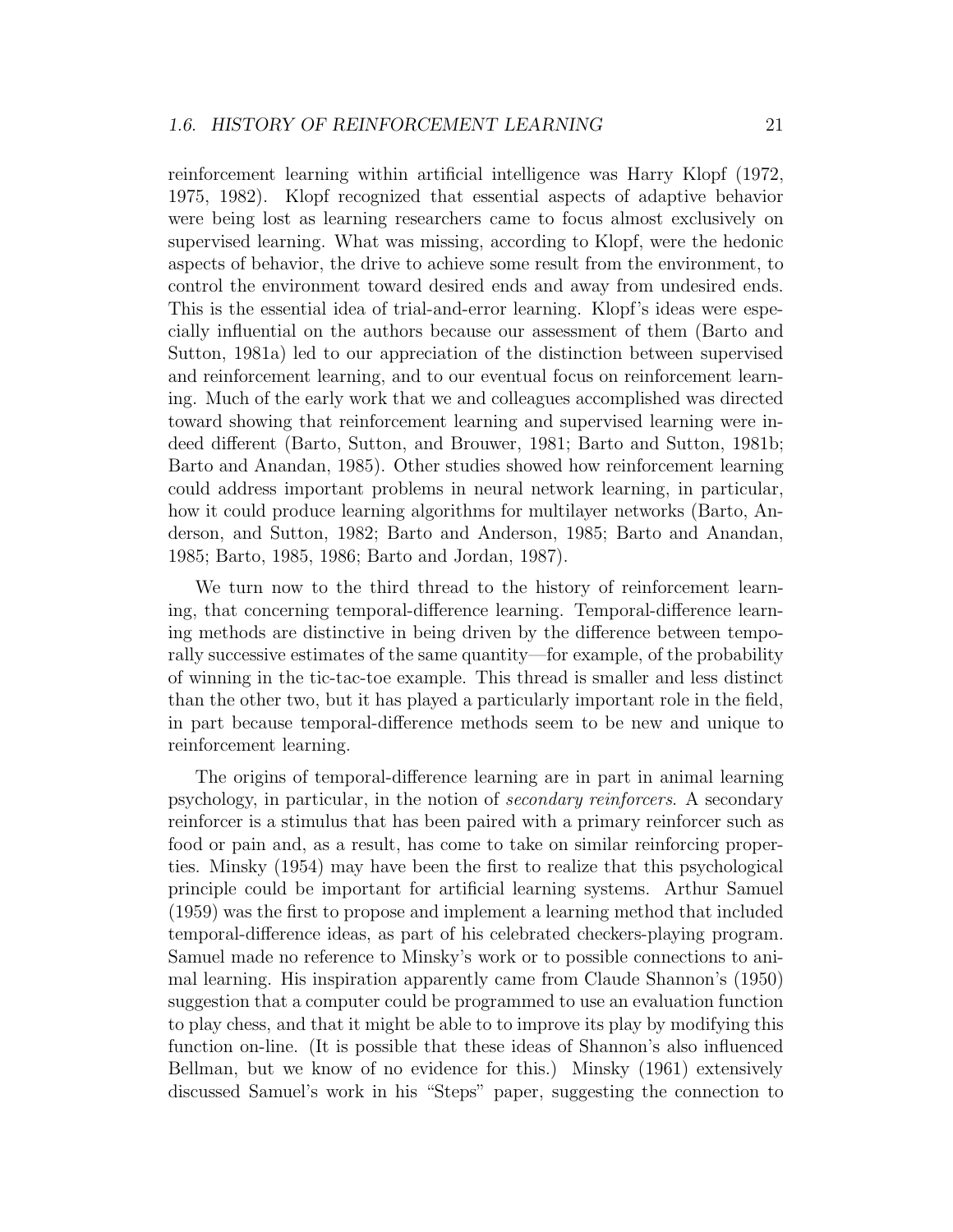reinforcement learning within artificial intelligence was Harry Klopf (1972, 1975, 1982). Klopf recognized that essential aspects of adaptive behavior were being lost as learning researchers came to focus almost exclusively on supervised learning. What was missing, according to Klopf, were the hedonic aspects of behavior, the drive to achieve some result from the environment, to control the environment toward desired ends and away from undesired ends. This is the essential idea of trial-and-error learning. Klopf's ideas were especially influential on the authors because our assessment of them (Barto and Sutton, 1981a) led to our appreciation of the distinction between supervised and reinforcement learning, and to our eventual focus on reinforcement learning. Much of the early work that we and colleagues accomplished was directed toward showing that reinforcement learning and supervised learning were indeed different (Barto, Sutton, and Brouwer, 1981; Barto and Sutton, 1981b; Barto and Anandan, 1985). Other studies showed how reinforcement learning could address important problems in neural network learning, in particular, how it could produce learning algorithms for multilayer networks (Barto, Anderson, and Sutton, 1982; Barto and Anderson, 1985; Barto and Anandan, 1985; Barto, 1985, 1986; Barto and Jordan, 1987).

We turn now to the third thread to the history of reinforcement learning, that concerning temporal-difference learning. Temporal-difference learning methods are distinctive in being driven by the difference between temporally successive estimates of the same quantity—for example, of the probability of winning in the tic-tac-toe example. This thread is smaller and less distinct than the other two, but it has played a particularly important role in the field, in part because temporal-difference methods seem to be new and unique to reinforcement learning.

The origins of temporal-difference learning are in part in animal learning psychology, in particular, in the notion of *secondary reinforcers*. A secondary reinforcer is a stimulus that has been paired with a primary reinforcer such as food or pain and, as a result, has come to take on similar reinforcing properties. Minsky (1954) may have been the first to realize that this psychological principle could be important for artificial learning systems. Arthur Samuel (1959) was the first to propose and implement a learning method that included temporal-difference ideas, as part of his celebrated checkers-playing program. Samuel made no reference to Minsky's work or to possible connections to animal learning. His inspiration apparently came from Claude Shannon's (1950) suggestion that a computer could be programmed to use an evaluation function to play chess, and that it might be able to to improve its play by modifying this function on-line. (It is possible that these ideas of Shannon's also influenced Bellman, but we know of no evidence for this.) Minsky (1961) extensively discussed Samuel's work in his "Steps" paper, suggesting the connection to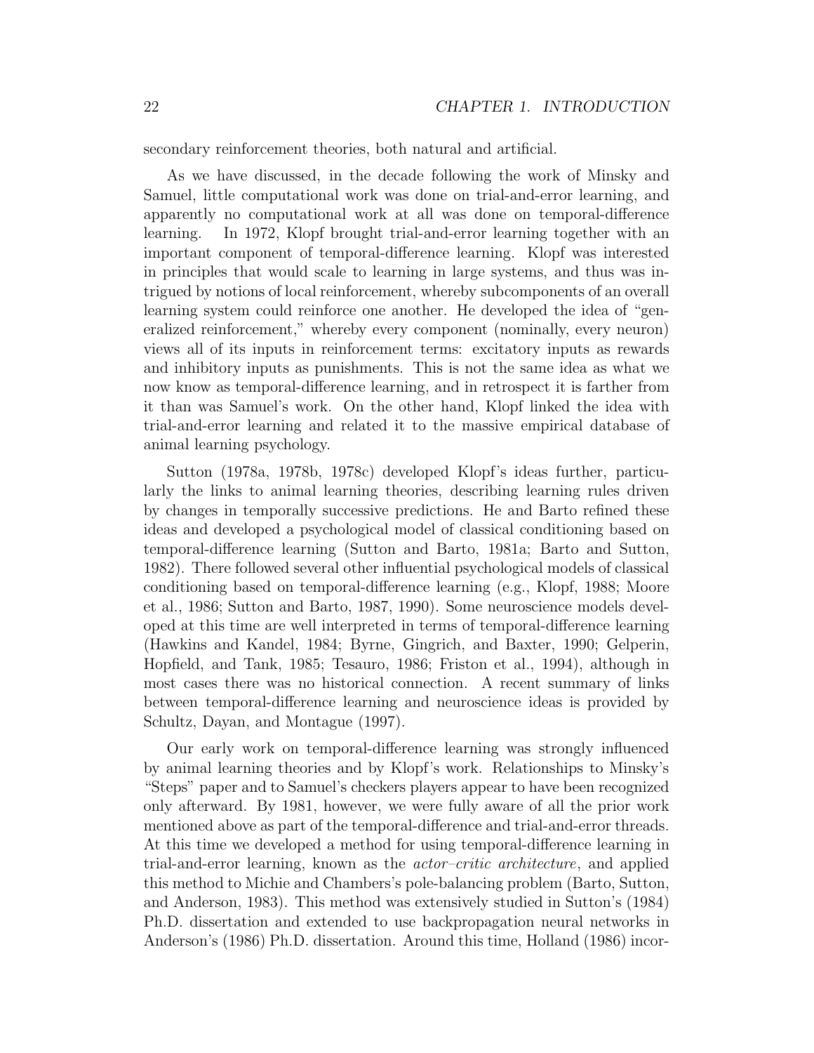secondary reinforcement theories, both natural and artificial.

As we have discussed, in the decade following the work of Minsky and Samuel, little computational work was done on trial-and-error learning, and apparently no computational work at all was done on temporal-difference learning. In 1972, Klopf brought trial-and-error learning together with an important component of temporal-difference learning. Klopf was interested in principles that would scale to learning in large systems, and thus was intrigued by notions of local reinforcement, whereby subcomponents of an overall learning system could reinforce one another. He developed the idea of "generalized reinforcement," whereby every component (nominally, every neuron) views all of its inputs in reinforcement terms: excitatory inputs as rewards and inhibitory inputs as punishments. This is not the same idea as what we now know as temporal-difference learning, and in retrospect it is farther from it than was Samuel's work. On the other hand, Klopf linked the idea with trial-and-error learning and related it to the massive empirical database of animal learning psychology.

Sutton (1978a, 1978b, 1978c) developed Klopf's ideas further, particularly the links to animal learning theories, describing learning rules driven by changes in temporally successive predictions. He and Barto refined these ideas and developed a psychological model of classical conditioning based on temporal-difference learning (Sutton and Barto, 1981a; Barto and Sutton, 1982). There followed several other influential psychological models of classical conditioning based on temporal-difference learning (e.g., Klopf, 1988; Moore et al., 1986; Sutton and Barto, 1987, 1990). Some neuroscience models developed at this time are well interpreted in terms of temporal-difference learning (Hawkins and Kandel, 1984; Byrne, Gingrich, and Baxter, 1990; Gelperin, Hopfield, and Tank, 1985; Tesauro, 1986; Friston et al., 1994), although in most cases there was no historical connection. A recent summary of links between temporal-difference learning and neuroscience ideas is provided by Schultz, Dayan, and Montague (1997).

Our early work on temporal-difference learning was strongly influenced by animal learning theories and by Klopf's work. Relationships to Minsky's "Steps" paper and to Samuel's checkers players appear to have been recognized only afterward. By 1981, however, we were fully aware of all the prior work mentioned above as part of the temporal-difference and trial-and-error threads. At this time we developed a method for using temporal-difference learning in trial-and-error learning, known as the *actor–critic architecture*, and applied this method to Michie and Chambers's pole-balancing problem (Barto, Sutton, and Anderson, 1983). This method was extensively studied in Sutton's (1984) Ph.D. dissertation and extended to use backpropagation neural networks in Anderson's (1986) Ph.D. dissertation. Around this time, Holland (1986) incor-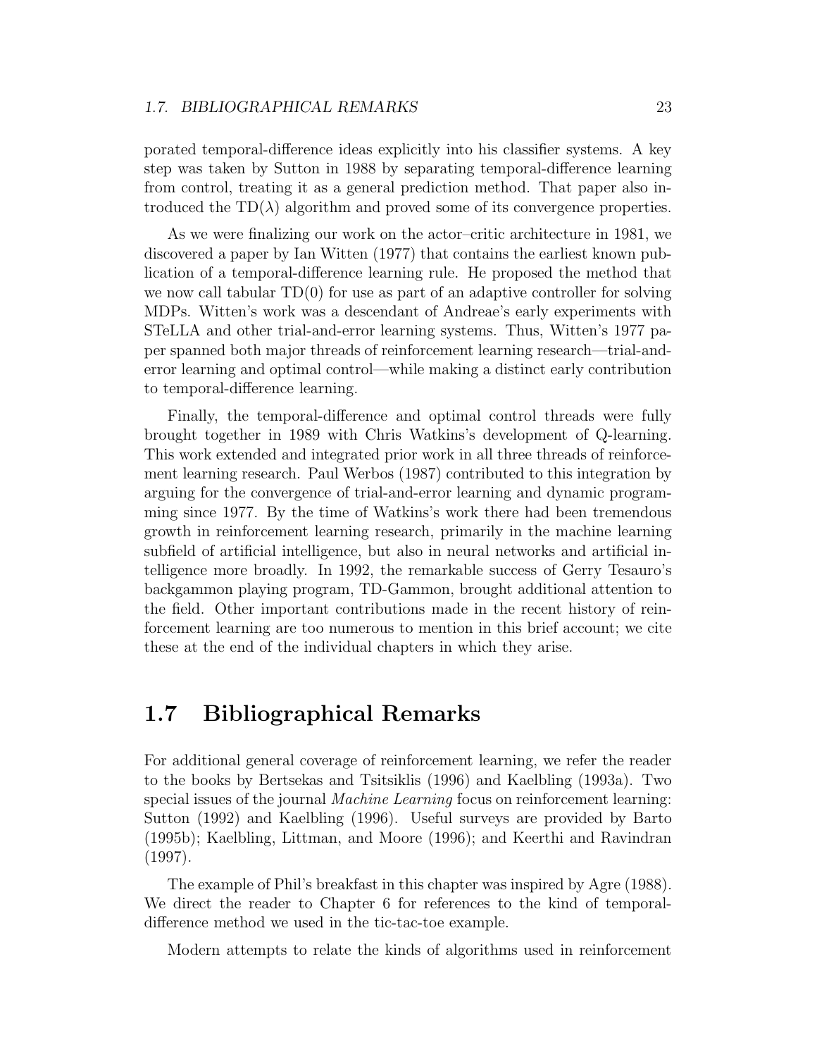porated temporal-difference ideas explicitly into his classifier systems. A key step was taken by Sutton in 1988 by separating temporal-difference learning from control, treating it as a general prediction method. That paper also introduced the TD($\lambda$) algorithm and proved some of its convergence properties.

As we were finalizing our work on the actor–critic architecture in 1981, we discovered a paper by Ian Witten (1977) that contains the earliest known publication of a temporal-difference learning rule. He proposed the method that we now call tabular TD(0) for use as part of an adaptive controller for solving MDPs. Witten's work was a descendant of Andreae's early experiments with STeLLA and other trial-and-error learning systems. Thus, Witten's 1977 paper spanned both major threads of reinforcement learning research—trial-and-error learning and optimal control—while making a distinct early contribution to temporal-difference learning.

Finally, the temporal-difference and optimal control threads were fully brought together in 1989 with Chris Watkins's development of Q-learning. This work extended and integrated prior work in all three threads of reinforcement learning research. Paul Werbos (1987) contributed to this integration by arguing for the convergence of trial-and-error learning and dynamic programming since 1977. By the time of Watkins's work there had been tremendous growth in reinforcement learning research, primarily in the machine learning subfield of artificial intelligence, but also in neural networks and artificial intelligence more broadly. In 1992, the remarkable success of Gerry Tesauro's backgammon playing program, TD-Gammon, brought additional attention to the field. Other important contributions made in the recent history of reinforcement learning are too numerous to mention in this brief account; we cite these at the end of the individual chapters in which they arise.

## 1.7 Bibliographical Remarks

For additional general coverage of reinforcement learning, we refer the reader to the books by Bertsekas and Tsitsiklis (1996) and Kaelbling (1993a). Two special issues of the journal *Machine Learning* focus on reinforcement learning: Sutton (1992) and Kaelbling (1996). Useful surveys are provided by Barto (1995b); Kaelbling, Littman, and Moore (1996); and Keerthi and Ravindran (1997).

The example of Phil's breakfast in this chapter was inspired by Agre (1988). We direct the reader to Chapter 6 for references to the kind of temporal-difference method we used in the tic-tac-toe example.

Modern attempts to relate the kinds of algorithms used in reinforcement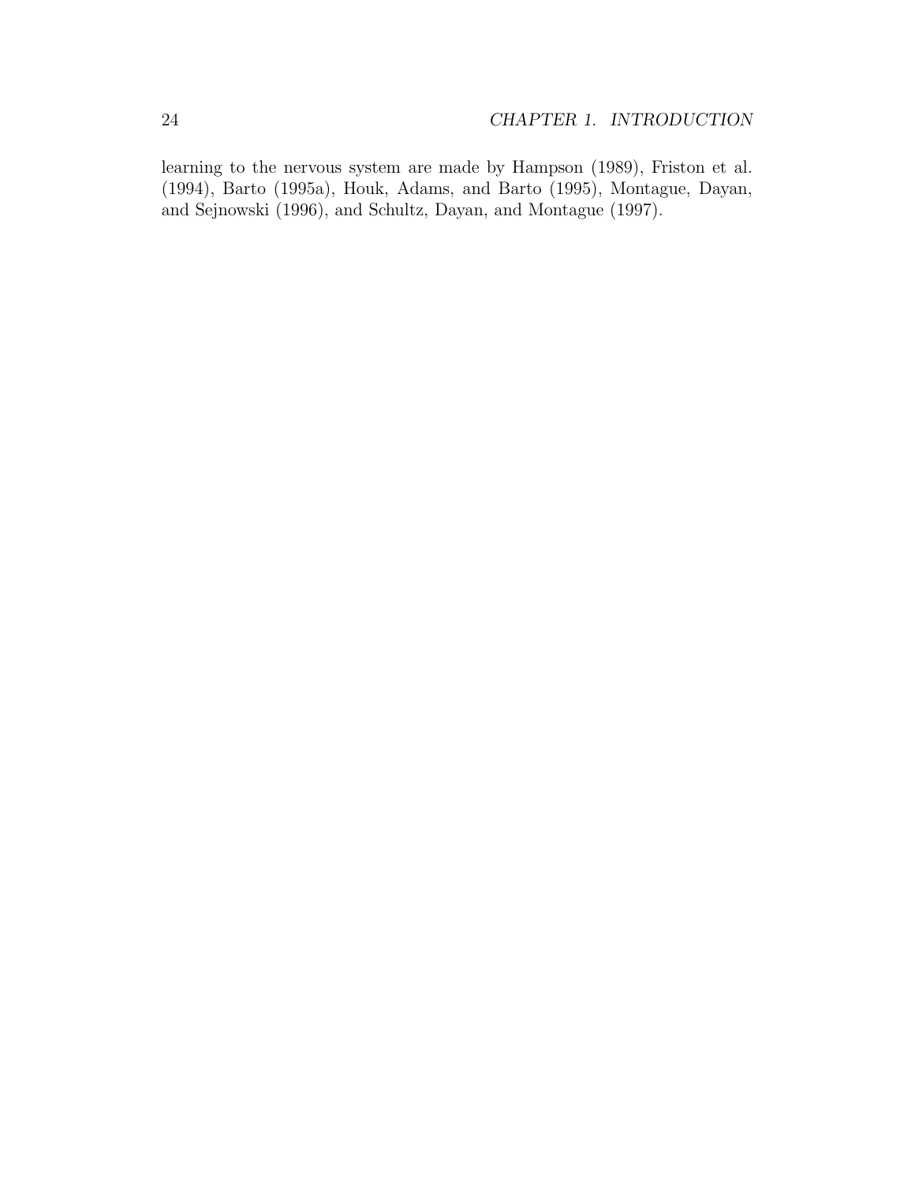learning to the nervous system are made by Hampson (1989), Friston et al. (1994), Barto (1995a), Houk, Adams, and Barto (1995), Montague, Dayan, and Sejnowski (1996), and Schultz, Dayan, and Montague (1997).